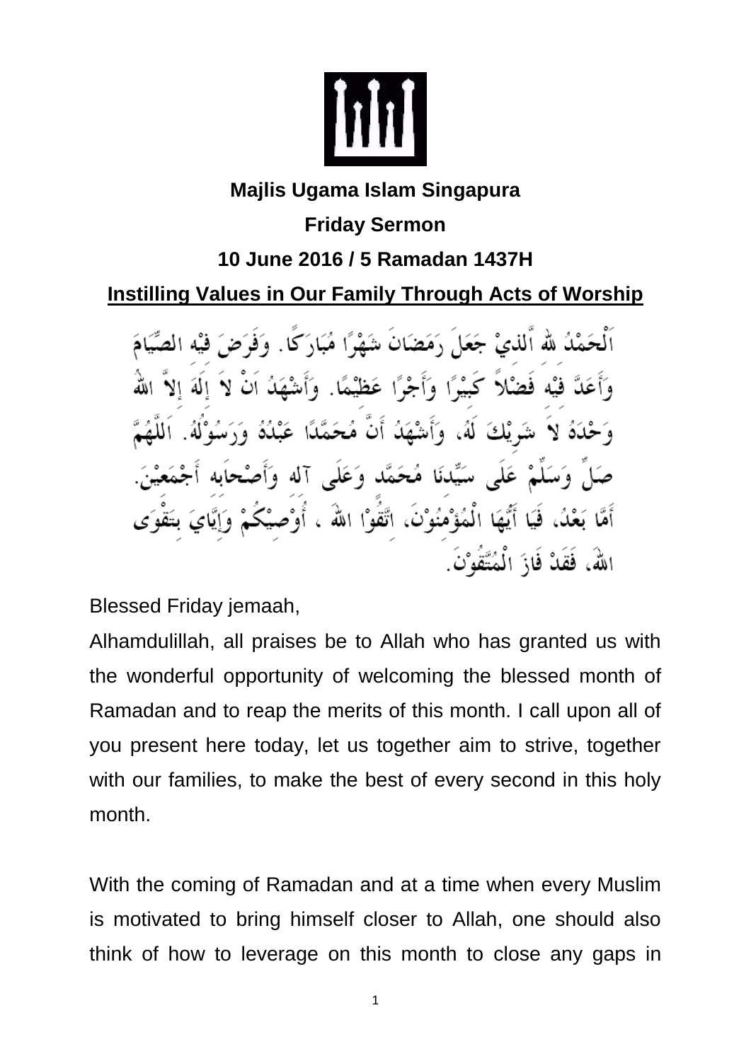**Majlis Ugama Islam Singapura**

**Friday Sermon**

**10 June 2016 / 5 Ramadan 1437H**

# Instilling Values in Our Family Through Acts of Worship

اَلْحَمْدُ للهِ الَّذِيْ جَعَلَ رَمَضَانَ شَهْرًا مُبَارَكًا. وَفَرَضَ فِيْهِ الصِّيَامَ وَأَعَدَّ فِيْهِ فَضْلاً كَبِيْرًا وَأَجْرًا عَظِيْمًا. وَأَشْهَدُ اَنْ لاَ إِلَهَ إِلاَّ اللهُ وَحْدَهُ لاَ شَرِيْكَ لَهُ، وَأَشْهَدُ أَنَّ مُحَمَّدًا عَبْدُهُ وَرَسُوْلُهُ. اَللَّهُمَّ صَلِّ وَسَلِّمْ عَلَى سَيِّدِنَا مُحَمَّد وَعَلَى آله وَأَصْحَابه أَجْمَعِيْنَ. أَمَّا بَعْدُ، فَيَا أَيُّهَا الْمُؤْمِنُوْنَ، اتَّقُوْا اللهَ ، أُوْصِيْكُمْ وَإِيَّايَ بِتَقْوَى اللهَ، فَقَدْ فَازَ الْمُتَّقُوْنَ.

Blessed Friday jemaah,

Alhamdulillah, all praises be to Allah who has granted us with the wonderful opportunity of welcoming the blessed month of Ramadan and to reap the merits of this month. I call upon all of you present here today, let us together aim to strive, together with our families, to make the best of every second in this holy month.

With the coming of Ramadan and at a time when every Muslim is motivated to bring himself closer to Allah, one should also think of how to leverage on this month to close any gaps in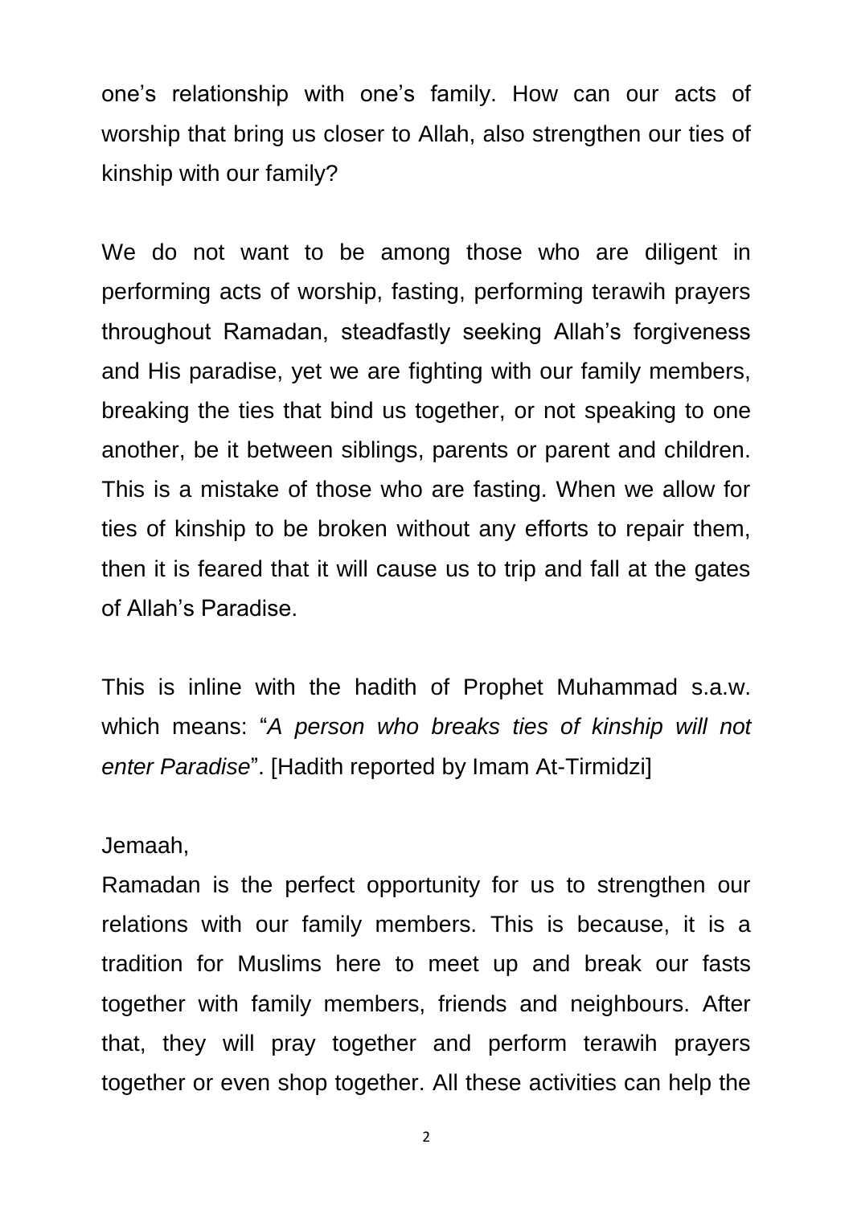one's relationship with one's family. How can our acts of worship that bring us closer to Allah, also strengthen our ties of kinship with our family?

We do not want to be among those who are diligent in performing acts of worship, fasting, performing terawih prayers throughout Ramadan, steadfastly seeking Allah's forgiveness and His paradise, yet we are fighting with our family members, breaking the ties that bind us together, or not speaking to one another, be it between siblings, parents or parent and children. This is a mistake of those who are fasting. When we allow for ties of kinship to be broken without any efforts to repair them, then it is feared that it will cause us to trip and fall at the gates of Allah's Paradise.

This is inline with the hadith of Prophet Muhammad s.a.w. which means: "*A person who breaks ties of kinship will not enter Paradise*". [Hadith reported by Imam At-Tirmidzi]

Jemaah,
Ramadan is the perfect opportunity for us to strengthen our relations with our family members. This is because, it is a tradition for Muslims here to meet up and break our fasts together with family members, friends and neighbours. After that, they will pray together and perform terawih prayers together or even shop together. All these activities can help the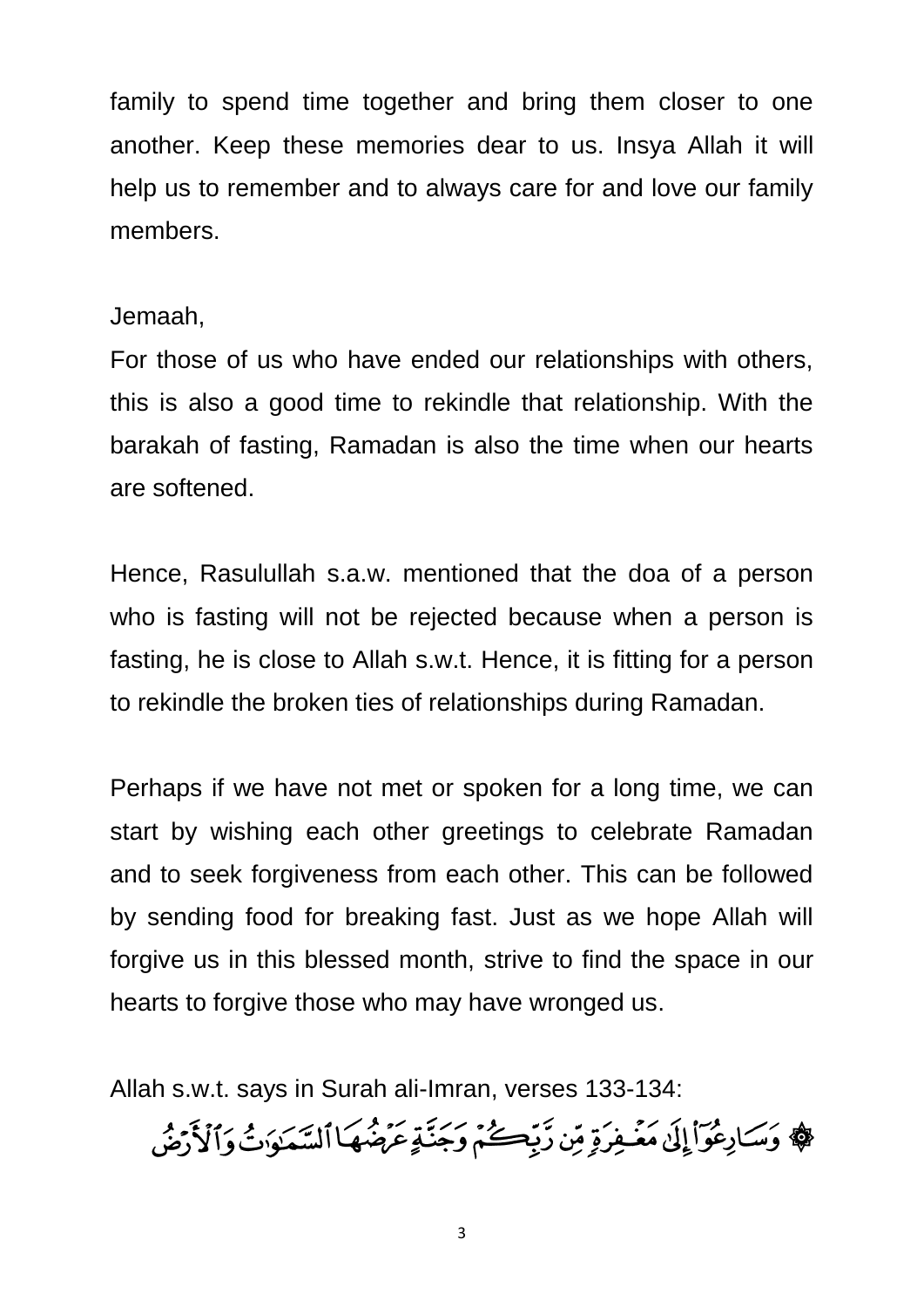family to spend time together and bring them closer to one another. Keep these memories dear to us. Insya Allah it will help us to remember and to always care for and love our family members.

Jemaah,

For those of us who have ended our relationships with others, this is also a good time to rekindle that relationship. With the barakah of fasting, Ramadan is also the time when our hearts are softened.

Hence, Rasulullah s.a.w. mentioned that the doa of a person who is fasting will not be rejected because when a person is fasting, he is close to Allah s.w.t. Hence, it is fitting for a person to rekindle the broken ties of relationships during Ramadan.

Perhaps if we have not met or spoken for a long time, we can start by wishing each other greetings to celebrate Ramadan and to seek forgiveness from each other. This can be followed by sending food for breaking fast. Just as we hope Allah will forgive us in this blessed month, strive to find the space in our hearts to forgive those who may have wronged us.

Allah s.w.t. says in Surah ali-Imran, verses 133-134:

۞ وَسَارِعُوٓاْ إِلَىٰ مَغۡفِرَةٖ مِّن رَّبِّكُمۡ وَجَنَّةٍ عَرۡضُهَا ٱلسَّمَٰوَٰتُ وَٱلۡأَرۡضُ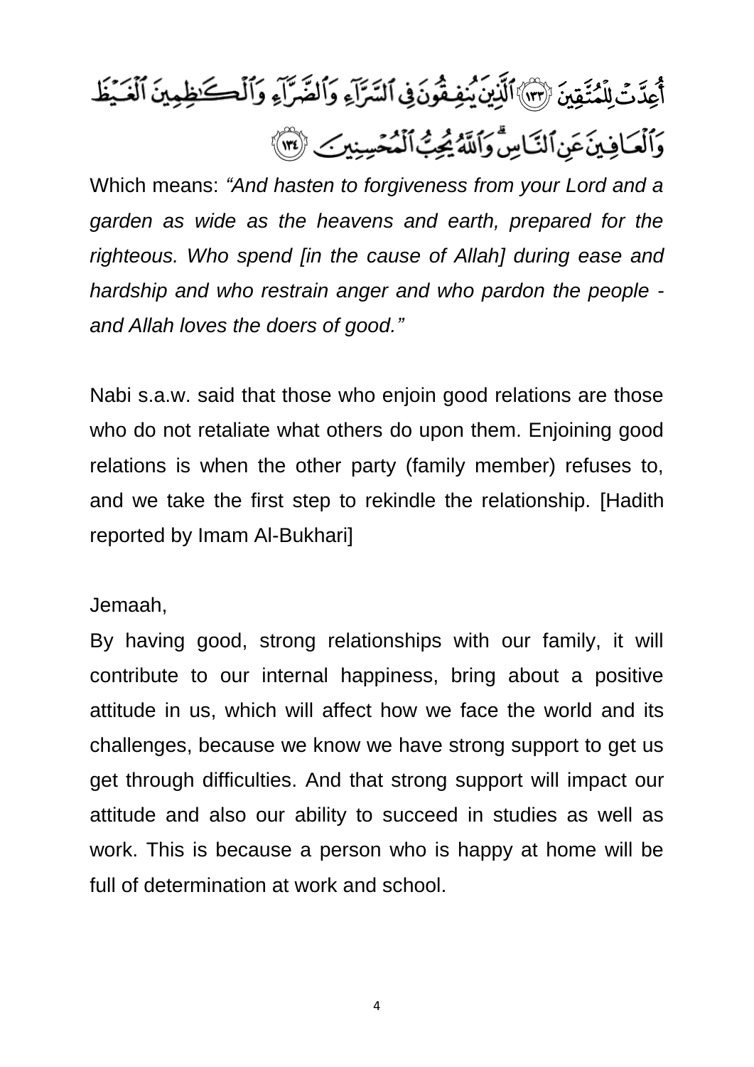أُعِدَّتْ لِلْمُتَّقِينَ ﴿١٣٣﴾ ٱلَّذِينَ يُنفِقُونَ فِى ٱلسَّرَّآءِ وَٱلضَّرَّآءِ وَٱلْكَـٰظِمِينَ ٱلْغَيْظَ وَٱلْعَافِينَ عَنِ ٱلنَّاسِ ۗ وَٱللَّهُ يُحِبُّ ٱلْمُحْسِنِينَ ﴿١٣٤﴾

Which means: *"And hasten to forgiveness from your Lord and a garden as wide as the heavens and earth, prepared for the righteous. Who spend [in the cause of Allah] during ease and hardship and who restrain anger and who pardon the people - and Allah loves the doers of good."*

Nabi s.a.w. said that those who enjoin good relations are those who do not retaliate what others do upon them. Enjoining good relations is when the other party (family member) refuses to, and we take the first step to rekindle the relationship. [Hadith reported by Imam Al-Bukhari]

Jemaah,

By having good, strong relationships with our family, it will contribute to our internal happiness, bring about a positive attitude in us, which will affect how we face the world and its challenges, because we know we have strong support to get us get through difficulties. And that strong support will impact our attitude and also our ability to succeed in studies as well as work. This is because a person who is happy at home will be full of determination at work and school.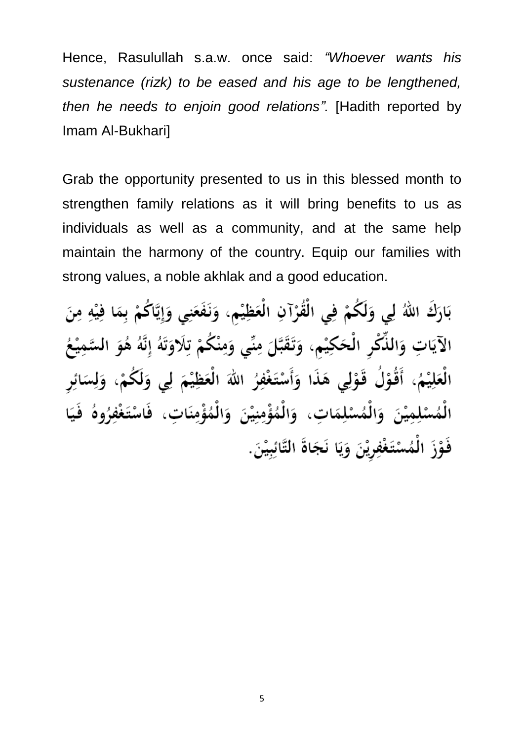Hence, Rasulullah s.a.w. once said: *"Whoever wants his sustenance (rizk) to be eased and his age to be lengthened, then he needs to enjoin good relations".* [Hadith reported by Imam Al-Bukhari]

Grab the opportunity presented to us in this blessed month to strengthen family relations as it will bring benefits to us as individuals as well as a community, and at the same help maintain the harmony of the country. Equip our families with strong values, a noble akhlak and a good education.

بَارَكَ اللهُ لِي وَلَكُمْ فِي الْقُرْآنِ الْعَظِيْمِ، وَنَفَعَنِي وَإِيَّاكُمْ بِمَا فِيْهِ مِنَ الآيَاتِ وَالذِّكْرِ الْحَكِيْمِ، وَتَقَبَّلَ مِنِّي وَمِنْكُمْ تِلَاوَتَهُ إِنَّهُ هُوَ السَّمِيْعُ الْعَلِيْمُ، أَقُوْلُ قَوْلِي هَذَا وَأَسْتَغْفِرُ اللهَ العَظِيْمَ لِي وَلَكُمْ، وَلِسَائِرِ الْمُسْلِمِيْنَ وَالْمُسْلِمَاتِ، وَالْمُؤْمِنِيْنَ وَالْمُؤْمِنَاتِ، فَاسْتَغْفِرُوهُ فَيَا فَوْزَ الْمُسْتَغْفِرِيْنَ وَيَا نَجَاةَ التَّائِبِيْنَ.